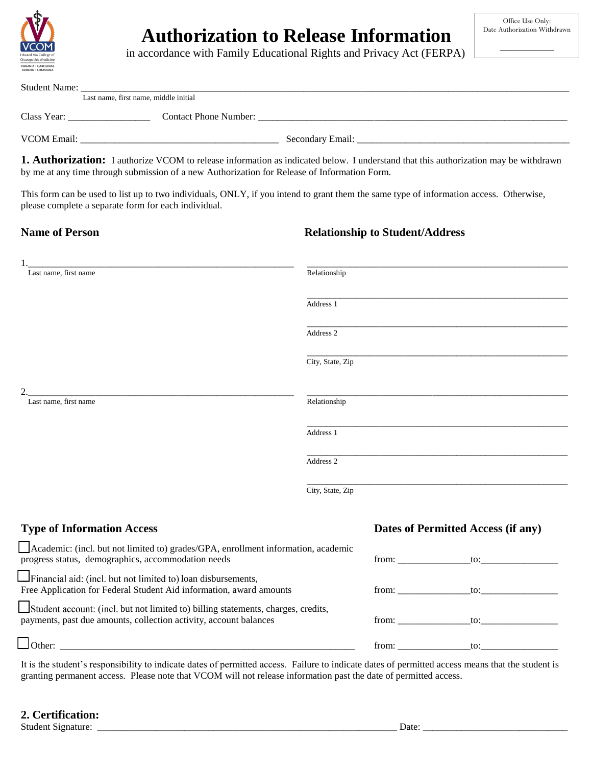# Authorization to Release Information

in accordance with Family Educational Rights and Privacy Act (FERPA)

Office Use Only:
Date Authorization Withdrawn

\_\_\_\_\_\_\_\_\_\_\_\_

Student Name: \_\_\_\_\_\_\_\_\_\_\_\_\_\_\_\_\_\_\_\_\_\_\_\_\_\_\_\_\_\_\_\_\_\_\_\_\_\_\_\_\_\_\_\_\_\_\_\_\_\_\_\_\_\_\_\_
Last name, first name, middle initial

Class Year: \_\_\_\_\_\_\_\_\_\_\_\_\_\_\_\_ Contact Phone Number: \_\_\_\_\_\_\_\_\_\_\_\_\_\_\_\_\_\_\_\_\_\_\_\_\_\_\_\_\_\_\_\_\_\_\_\_\_\_

VCOM Email: \_\_\_\_\_\_\_\_\_\_\_\_\_\_\_\_\_\_\_\_\_\_\_\_\_\_\_\_\_\_\_\_\_\_\_\_\_\_ Secondary Email: \_\_\_\_\_\_\_\_\_\_\_\_\_\_\_\_\_\_\_\_\_\_\_\_\_\_\_\_\_\_\_\_\_\_\_\_\_\_\_\_\_\_\_\_

**1. Authorization:** I authorize VCOM to release information as indicated below. I understand that this authorization may be withdrawn by me at any time through submission of a new Authorization for Release of Information Form.

This form can be used to list up to two individuals, ONLY, if you intend to grant them the same type of information access. Otherwise, please complete a separate form for each individual.

| **Name of Person** | **Relationship to Student/Address** |
|---|---|
| 1.\_\_\_\_\_\_\_\_\_\_\_\_\_\_\_\_\_\_\_\_\_\_\_\_\_\_\_\_\_\_ Last name, first name | \_\_\_\_\_\_\_\_\_\_\_\_\_\_\_\_\_\_\_\_\_\_\_\_\_\_\_\_\_\_ Relationship |
| | \_\_\_\_\_\_\_\_\_\_\_\_\_\_\_\_\_\_\_\_\_\_\_\_\_\_\_\_\_\_ Address 1 |
| | \_\_\_\_\_\_\_\_\_\_\_\_\_\_\_\_\_\_\_\_\_\_\_\_\_\_\_\_\_\_ Address 2 |
| | \_\_\_\_\_\_\_\_\_\_\_\_\_\_\_\_\_\_\_\_\_\_\_\_\_\_\_\_\_\_ City, State, Zip |
| 2.\_\_\_\_\_\_\_\_\_\_\_\_\_\_\_\_\_\_\_\_\_\_\_\_\_\_\_\_\_\_ Last name, first name | \_\_\_\_\_\_\_\_\_\_\_\_\_\_\_\_\_\_\_\_\_\_\_\_\_\_\_\_\_\_ Relationship |
| | \_\_\_\_\_\_\_\_\_\_\_\_\_\_\_\_\_\_\_\_\_\_\_\_\_\_\_\_\_\_ Address 1 |
| | \_\_\_\_\_\_\_\_\_\_\_\_\_\_\_\_\_\_\_\_\_\_\_\_\_\_\_\_\_\_ Address 2 |
| | \_\_\_\_\_\_\_\_\_\_\_\_\_\_\_\_\_\_\_\_\_\_\_\_\_\_\_\_\_\_ City, State, Zip |

| **Type of Information Access** | **Dates of Permitted Access (if any)** |
|---|---|
| ☐ Academic: (incl. but not limited to) grades/GPA, enrollment information, academic progress status, demographics, accommodation needs | from: \_\_\_\_\_\_\_\_\_\_ to: \_\_\_\_\_\_\_\_\_\_ |
| ☐ Financial aid: (incl. but not limited to) loan disbursements, Free Application for Federal Student Aid information, award amounts | from: \_\_\_\_\_\_\_\_\_\_ to: \_\_\_\_\_\_\_\_\_\_ |
| ☐ Student account: (incl. but not limited to) billing statements, charges, credits, payments, past due amounts, collection activity, account balances | from: \_\_\_\_\_\_\_\_\_\_ to: \_\_\_\_\_\_\_\_\_\_ |
| ☐ Other: \_\_\_\_\_\_\_\_\_\_\_\_\_\_\_\_\_\_\_\_\_\_\_\_\_\_\_\_\_\_ | from: \_\_\_\_\_\_\_\_\_\_ to: \_\_\_\_\_\_\_\_\_\_ |

It is the student's responsibility to indicate dates of permitted access. Failure to indicate dates of permitted access means that the student is granting permanent access. Please note that VCOM will not release information past the date of permitted access.

**2. Certification:**

Student Signature: \_\_\_\_\_\_\_\_\_\_\_\_\_\_\_\_\_\_\_\_\_\_\_\_\_\_\_\_\_\_\_\_\_\_\_\_\_\_\_\_\_\_\_\_ Date: \_\_\_\_\_\_\_\_\_\_\_\_\_\_\_\_\_\_\_\_\_\_\_\_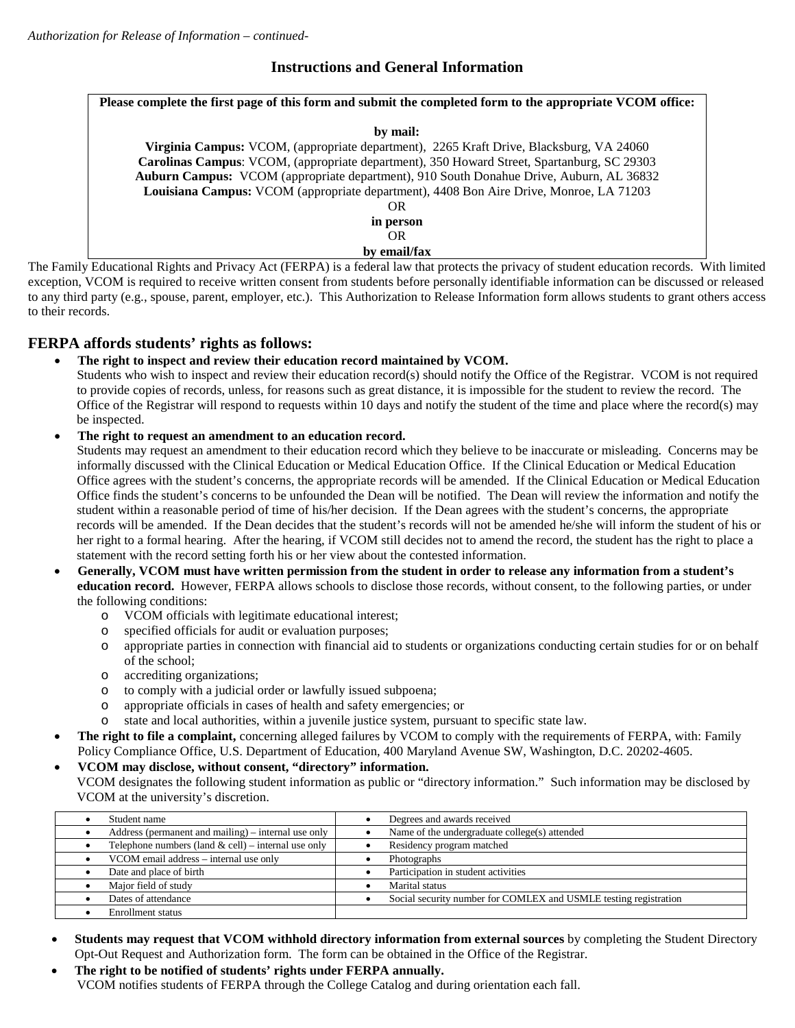*Authorization for Release of Information – continued-*

## Instructions and General Information

**Please complete the first page of this form and submit the completed form to the appropriate VCOM office:**

**by mail:**

**Virginia Campus:** VCOM, (appropriate department), 2265 Kraft Drive, Blacksburg, VA 24060
**Carolinas Campus**: VCOM, (appropriate department), 350 Howard Street, Spartanburg, SC 29303
**Auburn Campus:** VCOM (appropriate department), 910 South Donahue Drive, Auburn, AL 36832
**Louisiana Campus:** VCOM (appropriate department), 4408 Bon Aire Drive, Monroe, LA 71203

OR

**in person**

OR

**by email/fax**

The Family Educational Rights and Privacy Act (FERPA) is a federal law that protects the privacy of student education records. With limited exception, VCOM is required to receive written consent from students before personally identifiable information can be discussed or released to any third party (e.g., spouse, parent, employer, etc.). This Authorization to Release Information form allows students to grant others access to their records.

### FERPA affords students' rights as follows:

- **The right to inspect and review their education record maintained by VCOM.**
  Students who wish to inspect and review their education record(s) should notify the Office of the Registrar. VCOM is not required to provide copies of records, unless, for reasons such as great distance, it is impossible for the student to review the record. The Office of the Registrar will respond to requests within 10 days and notify the student of the time and place where the record(s) may be inspected.
- **The right to request an amendment to an education record.**
  Students may request an amendment to their education record which they believe to be inaccurate or misleading. Concerns may be informally discussed with the Clinical Education or Medical Education Office. If the Clinical Education or Medical Education Office agrees with the student's concerns, the appropriate records will be amended. If the Clinical Education or Medical Education Office finds the student's concerns to be unfounded the Dean will be notified. The Dean will review the information and notify the student within a reasonable period of time of his/her decision. If the Dean agrees with the student's concerns, the appropriate records will be amended. If the Dean decides that the student's records will not be amended he/she will inform the student of his or her right to a formal hearing. After the hearing, if VCOM still decides not to amend the record, the student has the right to place a statement with the record setting forth his or her view about the contested information.
- **Generally, VCOM must have written permission from the student in order to release any information from a student's education record.** However, FERPA allows schools to disclose those records, without consent, to the following parties, or under the following conditions:
  - VCOM officials with legitimate educational interest;
  - specified officials for audit or evaluation purposes;
  - appropriate parties in connection with financial aid to students or organizations conducting certain studies for or on behalf of the school;
  - accrediting organizations;
  - to comply with a judicial order or lawfully issued subpoena;
  - appropriate officials in cases of health and safety emergencies; or
  - state and local authorities, within a juvenile justice system, pursuant to specific state law.
- **The right to file a complaint,** concerning alleged failures by VCOM to comply with the requirements of FERPA, with: Family Policy Compliance Office, U.S. Department of Education, 400 Maryland Avenue SW, Washington, D.C. 20202-4605.
- **VCOM may disclose, without consent, "directory" information.**
  VCOM designates the following student information as public or "directory information." Such information may be disclosed by VCOM at the university's discretion.

| | |
|---|---|
| • Student name | • Degrees and awards received |
| • Address (permanent and mailing) – internal use only | • Name of the undergraduate college(s) attended |
| • Telephone numbers (land & cell) – internal use only | • Residency program matched |
| • VCOM email address – internal use only | • Photographs |
| • Date and place of birth | • Participation in student activities |
| • Major field of study | • Marital status |
| • Dates of attendance | • Social security number for COMLEX and USMLE testing registration |
| • Enrollment status | |

- **Students may request that VCOM withhold directory information from external sources** by completing the Student Directory Opt-Out Request and Authorization form. The form can be obtained in the Office of the Registrar.
- **The right to be notified of students' rights under FERPA annually.**
  VCOM notifies students of FERPA through the College Catalog and during orientation each fall.